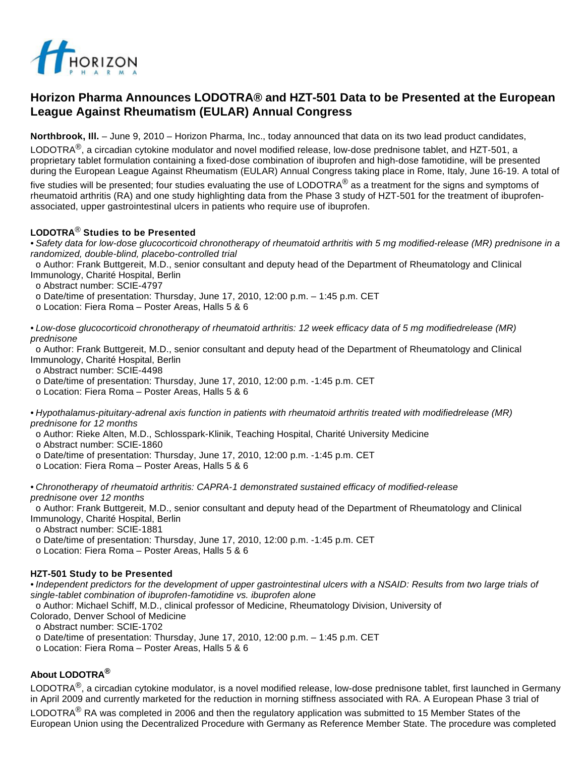# Horizon Pharma Announces LODOTRA® and HZT-501 Data to be Presented at the European League Against Rheumatism (EULAR) Annual Congress

**Northbrook, Ill.** – June 9, 2010 – Horizon Pharma, Inc., today announced that data on its two lead product candidates, LODOTRA®, a circadian cytokine modulator and novel modified release, low-dose prednisone tablet, and HZT-501, a proprietary tablet formulation containing a fixed-dose combination of ibuprofen and high-dose famotidine, will be presented during the European League Against Rheumatism (EULAR) Annual Congress taking place in Rome, Italy, June 16-19. A total of five studies will be presented; four studies evaluating the use of LODOTRA® as a treatment for the signs and symptoms of rheumatoid arthritis (RA) and one study highlighting data from the Phase 3 study of HZT-501 for the treatment of ibuprofen-associated, upper gastrointestinal ulcers in patients who require use of ibuprofen.

### LODOTRA® Studies to be Presented

- *Safety data for low-dose glucocorticoid chronotherapy of rheumatoid arthritis with 5 mg modified-release (MR) prednisone in a randomized, double-blind, placebo-controlled trial*
  - Author: Frank Buttgereit, M.D., senior consultant and deputy head of the Department of Rheumatology and Clinical Immunology, Charité Hospital, Berlin
  - Abstract number: SCIE-4797
  - Date/time of presentation: Thursday, June 17, 2010, 12:00 p.m. – 1:45 p.m. CET
  - Location: Fiera Roma – Poster Areas, Halls 5 & 6

- *Low-dose glucocorticoid chronotherapy of rheumatoid arthritis: 12 week efficacy data of 5 mg modifiedrelease (MR) prednisone*
  - Author: Frank Buttgereit, M.D., senior consultant and deputy head of the Department of Rheumatology and Clinical Immunology, Charité Hospital, Berlin
  - Abstract number: SCIE-4498
  - Date/time of presentation: Thursday, June 17, 2010, 12:00 p.m. -1:45 p.m. CET
  - Location: Fiera Roma – Poster Areas, Halls 5 & 6

- *Hypothalamus-pituitary-adrenal axis function in patients with rheumatoid arthritis treated with modifiedrelease (MR) prednisone for 12 months*
  - Author: Rieke Alten, M.D., Schlosspark-Klinik, Teaching Hospital, Charité University Medicine
  - Abstract number: SCIE-1860
  - Date/time of presentation: Thursday, June 17, 2010, 12:00 p.m. -1:45 p.m. CET
  - Location: Fiera Roma – Poster Areas, Halls 5 & 6

- *Chronotherapy of rheumatoid arthritis: CAPRA-1 demonstrated sustained efficacy of modified-release prednisone over 12 months*
  - Author: Frank Buttgereit, M.D., senior consultant and deputy head of the Department of Rheumatology and Clinical Immunology, Charité Hospital, Berlin
  - Abstract number: SCIE-1881
  - Date/time of presentation: Thursday, June 17, 2010, 12:00 p.m. -1:45 p.m. CET
  - Location: Fiera Roma – Poster Areas, Halls 5 & 6

### HZT-501 Study to be Presented

- *Independent predictors for the development of upper gastrointestinal ulcers with a NSAID: Results from two large trials of single-tablet combination of ibuprofen-famotidine vs. ibuprofen alone*
  - Author: Michael Schiff, M.D., clinical professor of Medicine, Rheumatology Division, University of Colorado, Denver School of Medicine
  - Abstract number: SCIE-1702
  - Date/time of presentation: Thursday, June 17, 2010, 12:00 p.m. – 1:45 p.m. CET
  - Location: Fiera Roma – Poster Areas, Halls 5 & 6

### About LODOTRA®

LODOTRA®, a circadian cytokine modulator, is a novel modified release, low-dose prednisone tablet, first launched in Germany in April 2009 and currently marketed for the reduction in morning stiffness associated with RA. A European Phase 3 trial of LODOTRA® RA was completed in 2006 and then the regulatory application was submitted to 15 Member States of the European Union using the Decentralized Procedure with Germany as Reference Member State. The procedure was completed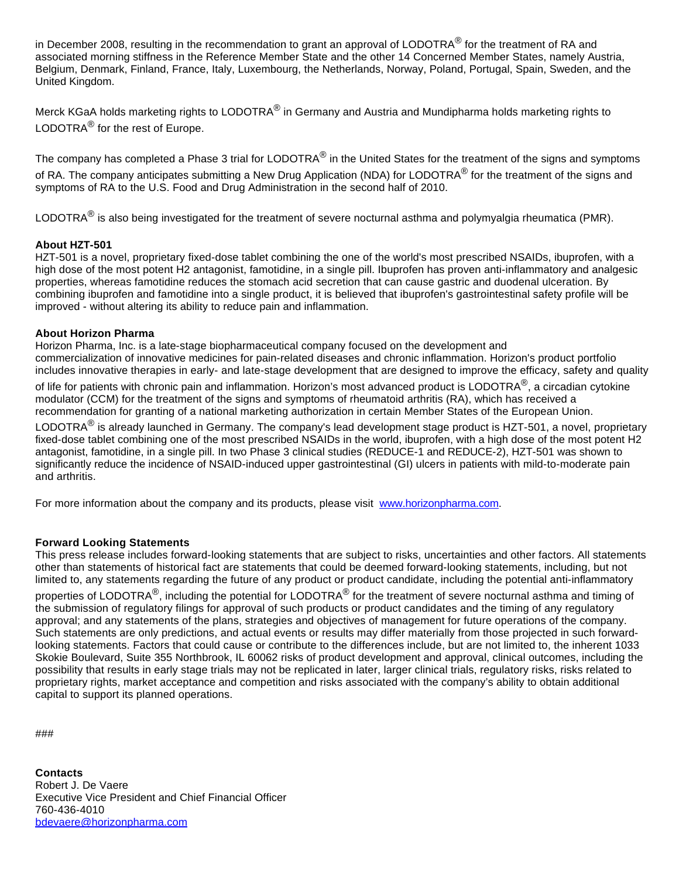in December 2008, resulting in the recommendation to grant an approval of LODOTRA® for the treatment of RA and associated morning stiffness in the Reference Member State and the other 14 Concerned Member States, namely Austria, Belgium, Denmark, Finland, France, Italy, Luxembourg, the Netherlands, Norway, Poland, Portugal, Spain, Sweden, and the United Kingdom.

Merck KGaA holds marketing rights to LODOTRA® in Germany and Austria and Mundipharma holds marketing rights to LODOTRA® for the rest of Europe.

The company has completed a Phase 3 trial for LODOTRA® in the United States for the treatment of the signs and symptoms of RA. The company anticipates submitting a New Drug Application (NDA) for LODOTRA® for the treatment of the signs and symptoms of RA to the U.S. Food and Drug Administration in the second half of 2010.

LODOTRA® is also being investigated for the treatment of severe nocturnal asthma and polymyalgia rheumatica (PMR).

**About HZT-501**
HZT-501 is a novel, proprietary fixed-dose tablet combining the one of the world's most prescribed NSAIDs, ibuprofen, with a high dose of the most potent H2 antagonist, famotidine, in a single pill. Ibuprofen has proven anti-inflammatory and analgesic properties, whereas famotidine reduces the stomach acid secretion that can cause gastric and duodenal ulceration. By combining ibuprofen and famotidine into a single product, it is believed that ibuprofen's gastrointestinal safety profile will be improved - without altering its ability to reduce pain and inflammation.

**About Horizon Pharma**
Horizon Pharma, Inc. is a late-stage biopharmaceutical company focused on the development and commercialization of innovative medicines for pain-related diseases and chronic inflammation. Horizon's product portfolio includes innovative therapies in early- and late-stage development that are designed to improve the efficacy, safety and quality of life for patients with chronic pain and inflammation. Horizon's most advanced product is LODOTRA®, a circadian cytokine modulator (CCM) for the treatment of the signs and symptoms of rheumatoid arthritis (RA), which has received a recommendation for granting of a national marketing authorization in certain Member States of the European Union. LODOTRA® is already launched in Germany. The company's lead development stage product is HZT-501, a novel, proprietary fixed-dose tablet combining one of the most prescribed NSAIDs in the world, ibuprofen, with a high dose of the most potent H2 antagonist, famotidine, in a single pill. In two Phase 3 clinical studies (REDUCE-1 and REDUCE-2), HZT-501 was shown to significantly reduce the incidence of NSAID-induced upper gastrointestinal (GI) ulcers in patients with mild-to-moderate pain and arthritis.

For more information about the company and its products, please visit [www.horizonpharma.com](http://www.horizonpharma.com).

**Forward Looking Statements**
This press release includes forward-looking statements that are subject to risks, uncertainties and other factors. All statements other than statements of historical fact are statements that could be deemed forward-looking statements, including, but not limited to, any statements regarding the future of any product or product candidate, including the potential anti-inflammatory properties of LODOTRA®, including the potential for LODOTRA® for the treatment of severe nocturnal asthma and timing of the submission of regulatory filings for approval of such products or product candidates and the timing of any regulatory approval; and any statements of the plans, strategies and objectives of management for future operations of the company. Such statements are only predictions, and actual events or results may differ materially from those projected in such forward-looking statements. Factors that could cause or contribute to the differences include, but are not limited to, the inherent 1033 Skokie Boulevard, Suite 355 Northbrook, IL 60062 risks of product development and approval, clinical outcomes, including the possibility that results in early stage trials may not be replicated in later, larger clinical trials, regulatory risks, risks related to proprietary rights, market acceptance and competition and risks associated with the company's ability to obtain additional capital to support its planned operations.

###

**Contacts**
Robert J. De Vaere
Executive Vice President and Chief Financial Officer
760-436-4010
[bdevaere@horizonpharma.com](mailto:bdevaere@horizonpharma.com)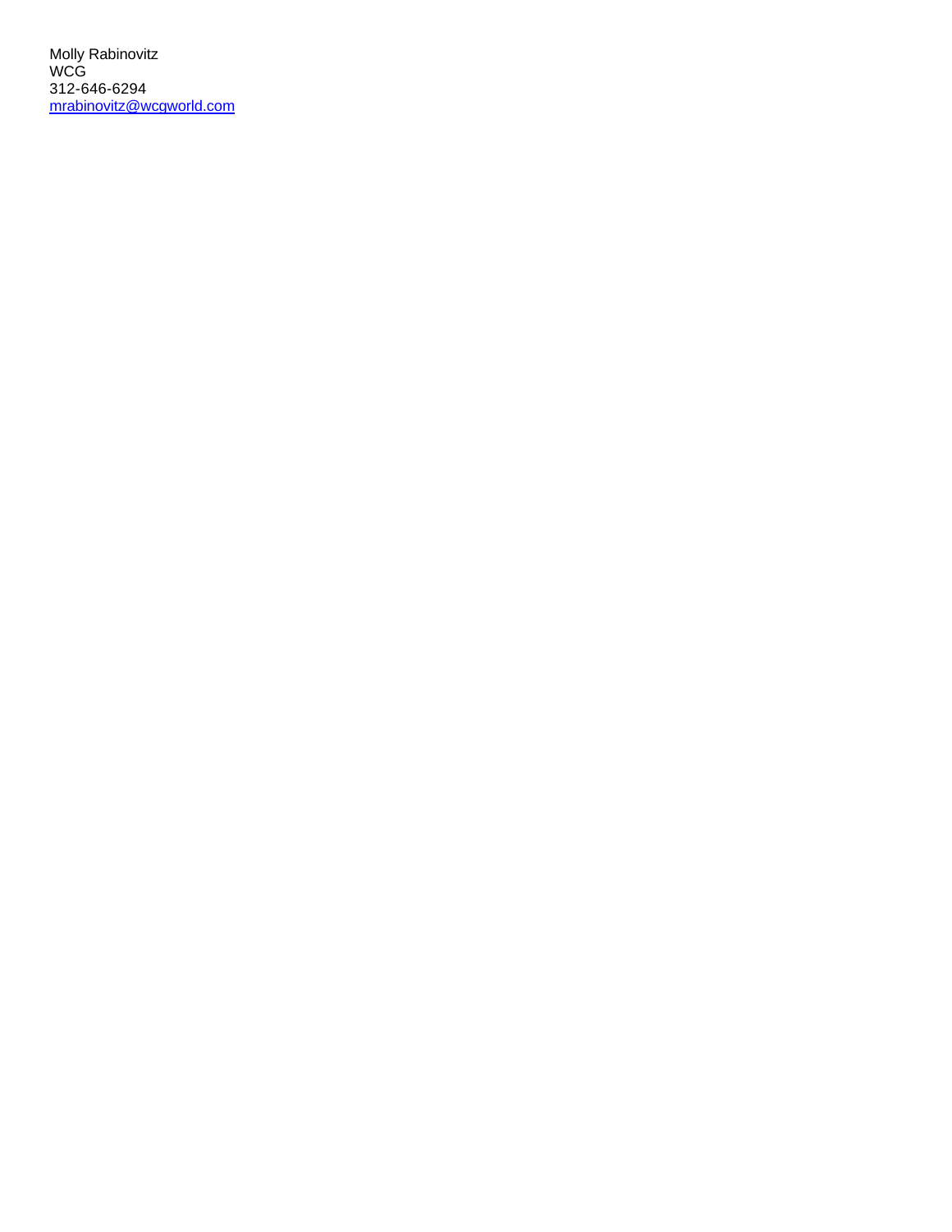Molly Rabinovitz
WCG
312-646-6294
mrabinovitz@wcgworld.com